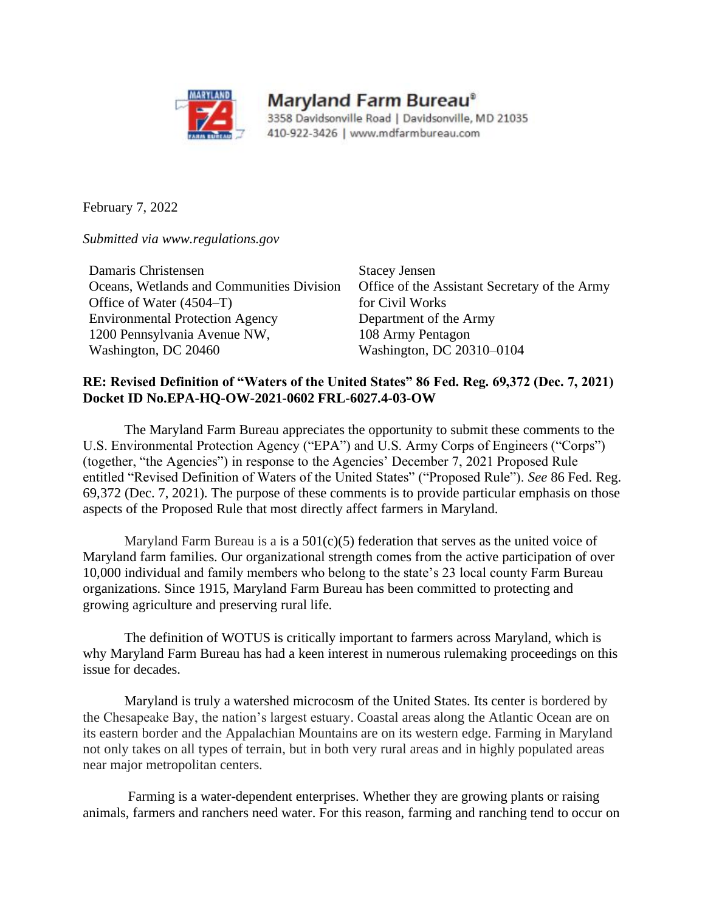**Maryland Farm Bureau®**
3358 Davidsonville Road | Davidsonville, MD 21035
410-922-3426 | www.mdfarmbureau.com

February 7, 2022

*Submitted via www.regulations.gov*

Damaris Christensen
Oceans, Wetlands and Communities Division
Office of Water (4504–T)
Environmental Protection Agency
1200 Pennsylvania Avenue NW,
Washington, DC 20460

Stacey Jensen
Office of the Assistant Secretary of the Army for Civil Works
Department of the Army
108 Army Pentagon
Washington, DC 20310–0104

**RE: Revised Definition of "Waters of the United States" 86 Fed. Reg. 69,372 (Dec. 7, 2021) Docket ID No.EPA-HQ-OW-2021-0602 FRL-6027.4-03-OW**

The Maryland Farm Bureau appreciates the opportunity to submit these comments to the U.S. Environmental Protection Agency ("EPA") and U.S. Army Corps of Engineers ("Corps") (together, "the Agencies") in response to the Agencies' December 7, 2021 Proposed Rule entitled "Revised Definition of Waters of the United States" ("Proposed Rule"). *See* 86 Fed. Reg. 69,372 (Dec. 7, 2021). The purpose of these comments is to provide particular emphasis on those aspects of the Proposed Rule that most directly affect farmers in Maryland.

Maryland Farm Bureau is a is a 501(c)(5) federation that serves as the united voice of Maryland farm families. Our organizational strength comes from the active participation of over 10,000 individual and family members who belong to the state's 23 local county Farm Bureau organizations. Since 1915, Maryland Farm Bureau has been committed to protecting and growing agriculture and preserving rural life.

The definition of WOTUS is critically important to farmers across Maryland, which is why Maryland Farm Bureau has had a keen interest in numerous rulemaking proceedings on this issue for decades.

Maryland is truly a watershed microcosm of the United States. Its center is bordered by the Chesapeake Bay, the nation's largest estuary. Coastal areas along the Atlantic Ocean are on its eastern border and the Appalachian Mountains are on its western edge. Farming in Maryland not only takes on all types of terrain, but in both very rural areas and in highly populated areas near major metropolitan centers.

Farming is a water-dependent enterprises. Whether they are growing plants or raising animals, farmers and ranchers need water. For this reason, farming and ranching tend to occur on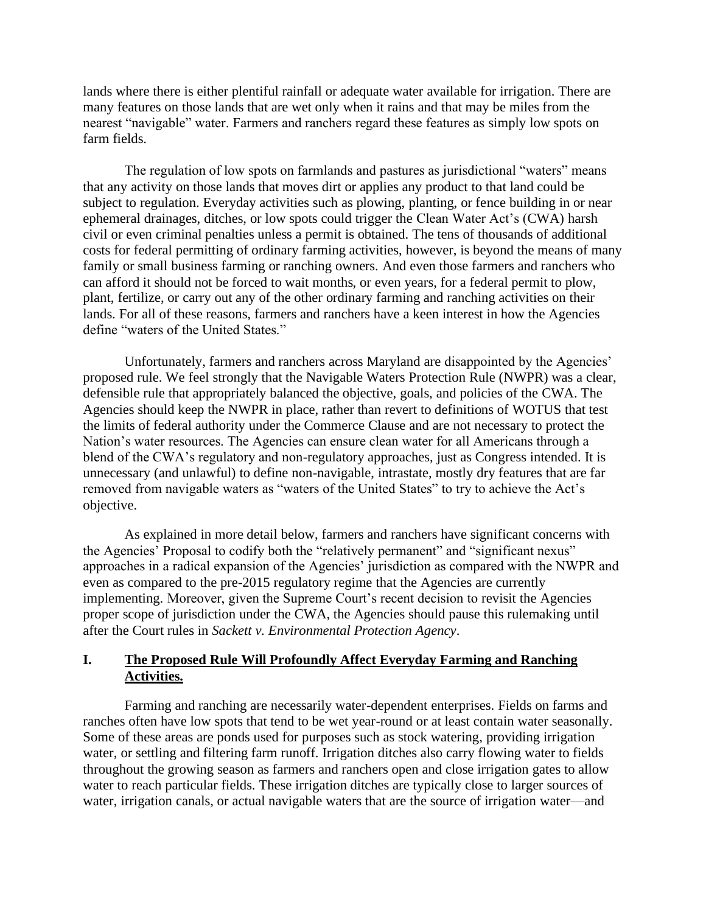lands where there is either plentiful rainfall or adequate water available for irrigation. There are many features on those lands that are wet only when it rains and that may be miles from the nearest "navigable" water. Farmers and ranchers regard these features as simply low spots on farm fields.

The regulation of low spots on farmlands and pastures as jurisdictional "waters" means that any activity on those lands that moves dirt or applies any product to that land could be subject to regulation. Everyday activities such as plowing, planting, or fence building in or near ephemeral drainages, ditches, or low spots could trigger the Clean Water Act's (CWA) harsh civil or even criminal penalties unless a permit is obtained. The tens of thousands of additional costs for federal permitting of ordinary farming activities, however, is beyond the means of many family or small business farming or ranching owners. And even those farmers and ranchers who can afford it should not be forced to wait months, or even years, for a federal permit to plow, plant, fertilize, or carry out any of the other ordinary farming and ranching activities on their lands. For all of these reasons, farmers and ranchers have a keen interest in how the Agencies define "waters of the United States."

Unfortunately, farmers and ranchers across Maryland are disappointed by the Agencies' proposed rule. We feel strongly that the Navigable Waters Protection Rule (NWPR) was a clear, defensible rule that appropriately balanced the objective, goals, and policies of the CWA. The Agencies should keep the NWPR in place, rather than revert to definitions of WOTUS that test the limits of federal authority under the Commerce Clause and are not necessary to protect the Nation's water resources. The Agencies can ensure clean water for all Americans through a blend of the CWA's regulatory and non-regulatory approaches, just as Congress intended. It is unnecessary (and unlawful) to define non-navigable, intrastate, mostly dry features that are far removed from navigable waters as "waters of the United States" to try to achieve the Act's objective.

As explained in more detail below, farmers and ranchers have significant concerns with the Agencies' Proposal to codify both the "relatively permanent" and "significant nexus" approaches in a radical expansion of the Agencies' jurisdiction as compared with the NWPR and even as compared to the pre-2015 regulatory regime that the Agencies are currently implementing. Moreover, given the Supreme Court's recent decision to revisit the Agencies proper scope of jurisdiction under the CWA, the Agencies should pause this rulemaking until after the Court rules in *Sackett v. Environmental Protection Agency*.

## I. The Proposed Rule Will Profoundly Affect Everyday Farming and Ranching Activities.

Farming and ranching are necessarily water-dependent enterprises. Fields on farms and ranches often have low spots that tend to be wet year-round or at least contain water seasonally. Some of these areas are ponds used for purposes such as stock watering, providing irrigation water, or settling and filtering farm runoff. Irrigation ditches also carry flowing water to fields throughout the growing season as farmers and ranchers open and close irrigation gates to allow water to reach particular fields. These irrigation ditches are typically close to larger sources of water, irrigation canals, or actual navigable waters that are the source of irrigation water—and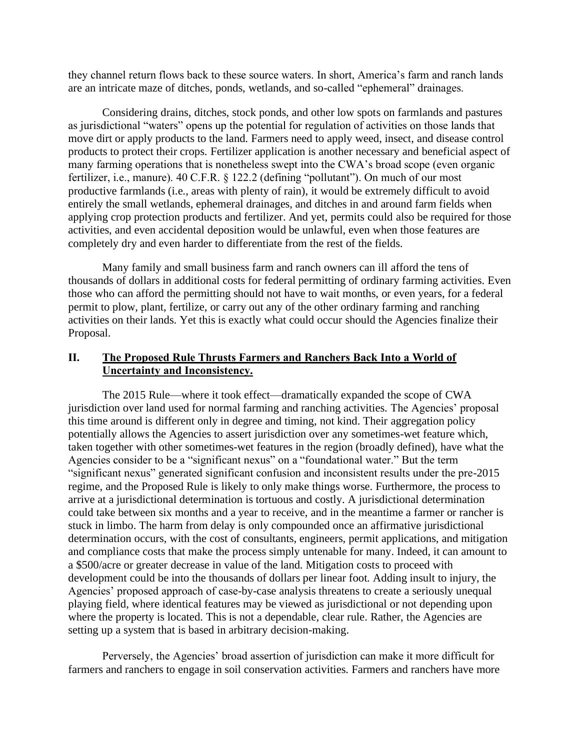they channel return flows back to these source waters. In short, America's farm and ranch lands are an intricate maze of ditches, ponds, wetlands, and so-called "ephemeral" drainages.

Considering drains, ditches, stock ponds, and other low spots on farmlands and pastures as jurisdictional "waters" opens up the potential for regulation of activities on those lands that move dirt or apply products to the land. Farmers need to apply weed, insect, and disease control products to protect their crops. Fertilizer application is another necessary and beneficial aspect of many farming operations that is nonetheless swept into the CWA's broad scope (even organic fertilizer, i.e., manure). 40 C.F.R. § 122.2 (defining "pollutant"). On much of our most productive farmlands (i.e., areas with plenty of rain), it would be extremely difficult to avoid entirely the small wetlands, ephemeral drainages, and ditches in and around farm fields when applying crop protection products and fertilizer. And yet, permits could also be required for those activities, and even accidental deposition would be unlawful, even when those features are completely dry and even harder to differentiate from the rest of the fields.

Many family and small business farm and ranch owners can ill afford the tens of thousands of dollars in additional costs for federal permitting of ordinary farming activities. Even those who can afford the permitting should not have to wait months, or even years, for a federal permit to plow, plant, fertilize, or carry out any of the other ordinary farming and ranching activities on their lands. Yet this is exactly what could occur should the Agencies finalize their Proposal.

## II. <u>The Proposed Rule Thrusts Farmers and Ranchers Back Into a World of Uncertainty and Inconsistency.</u>

The 2015 Rule—where it took effect—dramatically expanded the scope of CWA jurisdiction over land used for normal farming and ranching activities. The Agencies' proposal this time around is different only in degree and timing, not kind. Their aggregation policy potentially allows the Agencies to assert jurisdiction over any sometimes-wet feature which, taken together with other sometimes-wet features in the region (broadly defined), have what the Agencies consider to be a "significant nexus" on a "foundational water." But the term "significant nexus" generated significant confusion and inconsistent results under the pre-2015 regime, and the Proposed Rule is likely to only make things worse. Furthermore, the process to arrive at a jurisdictional determination is tortuous and costly. A jurisdictional determination could take between six months and a year to receive, and in the meantime a farmer or rancher is stuck in limbo. The harm from delay is only compounded once an affirmative jurisdictional determination occurs, with the cost of consultants, engineers, permit applications, and mitigation and compliance costs that make the process simply untenable for many. Indeed, it can amount to a \$500/acre or greater decrease in value of the land. Mitigation costs to proceed with development could be into the thousands of dollars per linear foot. Adding insult to injury, the Agencies' proposed approach of case-by-case analysis threatens to create a seriously unequal playing field, where identical features may be viewed as jurisdictional or not depending upon where the property is located. This is not a dependable, clear rule. Rather, the Agencies are setting up a system that is based in arbitrary decision-making.

Perversely, the Agencies' broad assertion of jurisdiction can make it more difficult for farmers and ranchers to engage in soil conservation activities. Farmers and ranchers have more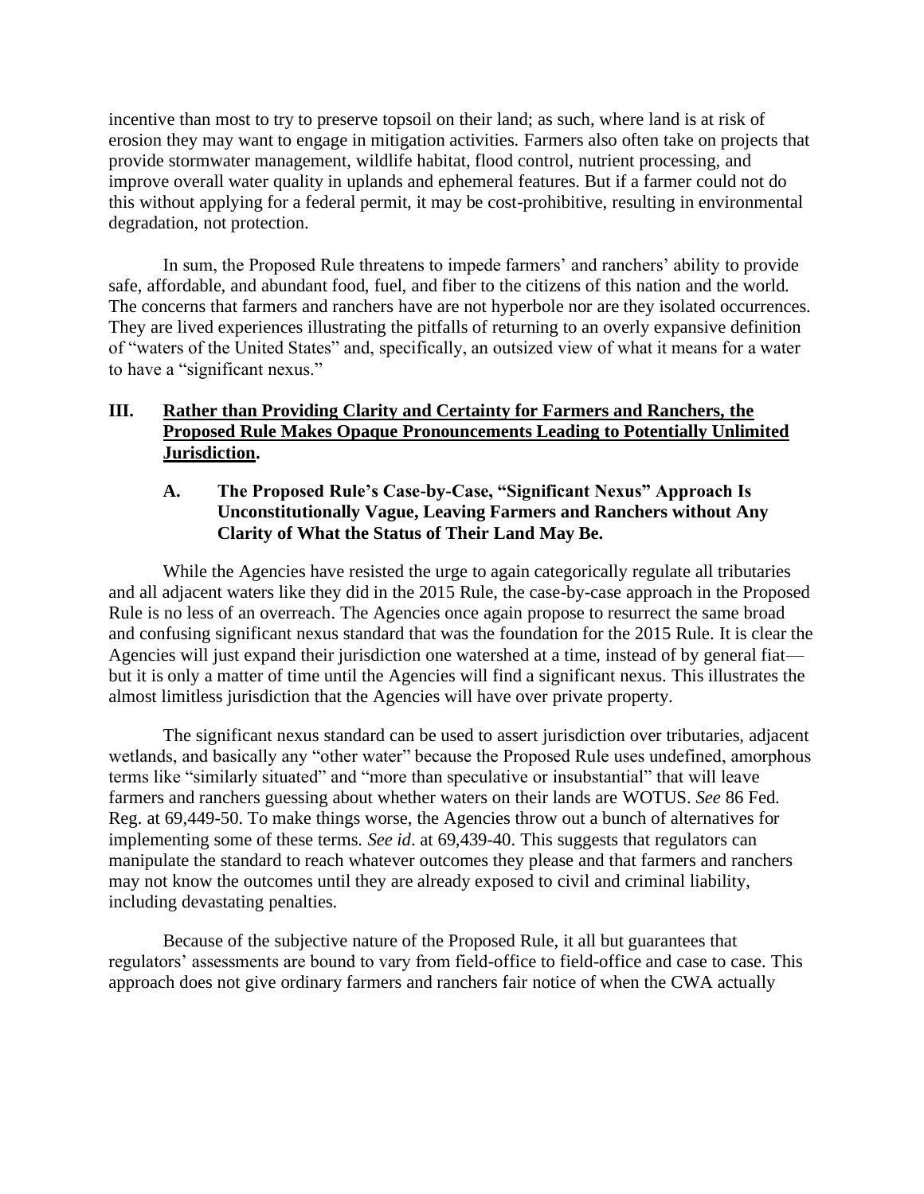incentive than most to try to preserve topsoil on their land; as such, where land is at risk of erosion they may want to engage in mitigation activities. Farmers also often take on projects that provide stormwater management, wildlife habitat, flood control, nutrient processing, and improve overall water quality in uplands and ephemeral features. But if a farmer could not do this without applying for a federal permit, it may be cost-prohibitive, resulting in environmental degradation, not protection.

In sum, the Proposed Rule threatens to impede farmers' and ranchers' ability to provide safe, affordable, and abundant food, fuel, and fiber to the citizens of this nation and the world. The concerns that farmers and ranchers have are not hyperbole nor are they isolated occurrences. They are lived experiences illustrating the pitfalls of returning to an overly expansive definition of "waters of the United States" and, specifically, an outsized view of what it means for a water to have a "significant nexus."

## III. Rather than Providing Clarity and Certainty for Farmers and Ranchers, the Proposed Rule Makes Opaque Pronouncements Leading to Potentially Unlimited Jurisdiction.

### A. The Proposed Rule's Case-by-Case, "Significant Nexus" Approach Is Unconstitutionally Vague, Leaving Farmers and Ranchers without Any Clarity of What the Status of Their Land May Be.

While the Agencies have resisted the urge to again categorically regulate all tributaries and all adjacent waters like they did in the 2015 Rule, the case-by-case approach in the Proposed Rule is no less of an overreach. The Agencies once again propose to resurrect the same broad and confusing significant nexus standard that was the foundation for the 2015 Rule. It is clear the Agencies will just expand their jurisdiction one watershed at a time, instead of by general fiat—but it is only a matter of time until the Agencies will find a significant nexus. This illustrates the almost limitless jurisdiction that the Agencies will have over private property.

The significant nexus standard can be used to assert jurisdiction over tributaries, adjacent wetlands, and basically any "other water" because the Proposed Rule uses undefined, amorphous terms like "similarly situated" and "more than speculative or insubstantial" that will leave farmers and ranchers guessing about whether waters on their lands are WOTUS. *See* 86 Fed. Reg. at 69,449-50. To make things worse, the Agencies throw out a bunch of alternatives for implementing some of these terms. *See id*. at 69,439-40. This suggests that regulators can manipulate the standard to reach whatever outcomes they please and that farmers and ranchers may not know the outcomes until they are already exposed to civil and criminal liability, including devastating penalties.

Because of the subjective nature of the Proposed Rule, it all but guarantees that regulators' assessments are bound to vary from field-office to field-office and case to case. This approach does not give ordinary farmers and ranchers fair notice of when the CWA actually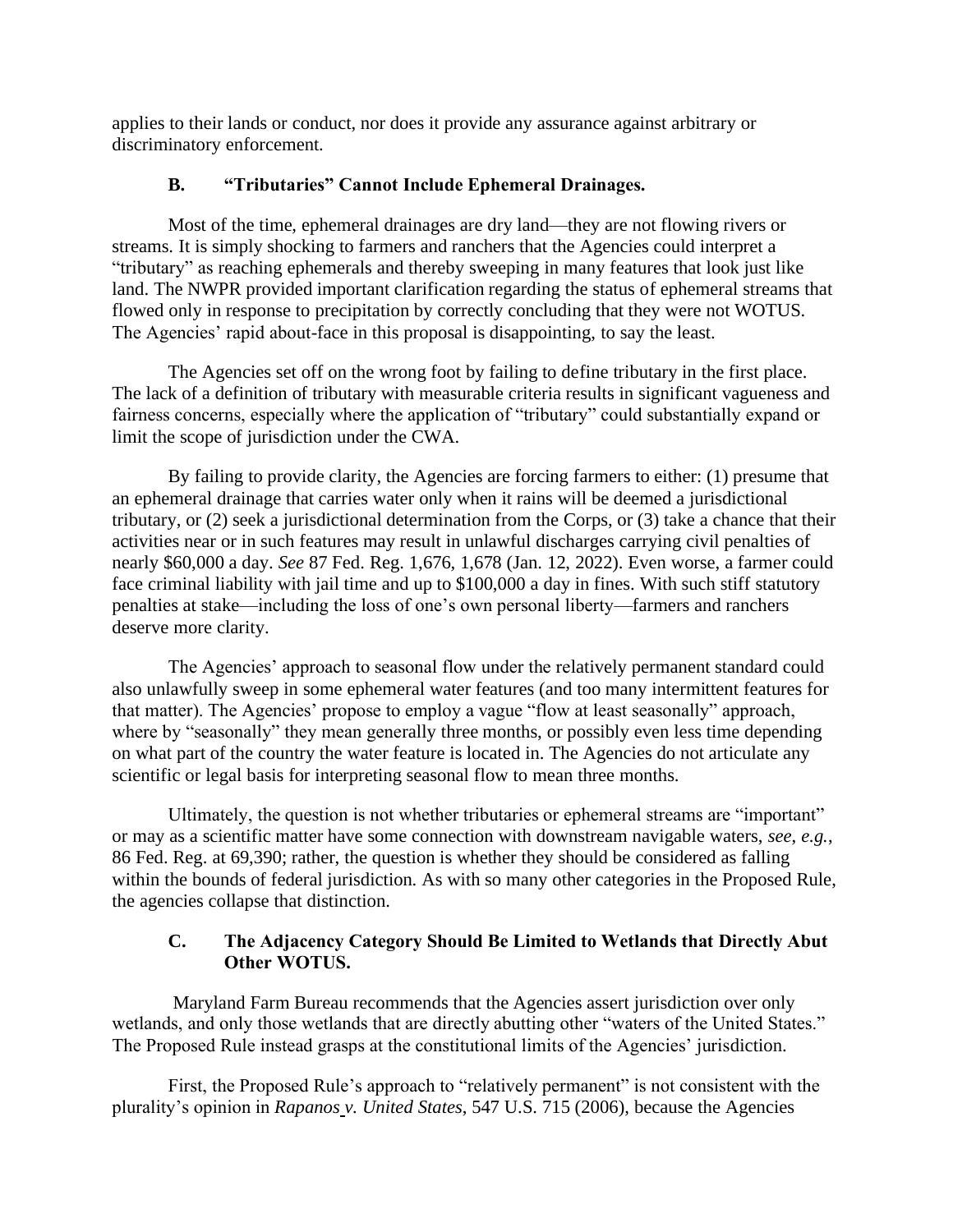applies to their lands or conduct, nor does it provide any assurance against arbitrary or discriminatory enforcement.

### B. "Tributaries" Cannot Include Ephemeral Drainages.

Most of the time, ephemeral drainages are dry land—they are not flowing rivers or streams. It is simply shocking to farmers and ranchers that the Agencies could interpret a "tributary" as reaching ephemerals and thereby sweeping in many features that look just like land. The NWPR provided important clarification regarding the status of ephemeral streams that flowed only in response to precipitation by correctly concluding that they were not WOTUS. The Agencies' rapid about-face in this proposal is disappointing, to say the least.

The Agencies set off on the wrong foot by failing to define tributary in the first place. The lack of a definition of tributary with measurable criteria results in significant vagueness and fairness concerns, especially where the application of "tributary" could substantially expand or limit the scope of jurisdiction under the CWA.

By failing to provide clarity, the Agencies are forcing farmers to either: (1) presume that an ephemeral drainage that carries water only when it rains will be deemed a jurisdictional tributary, or (2) seek a jurisdictional determination from the Corps, or (3) take a chance that their activities near or in such features may result in unlawful discharges carrying civil penalties of nearly $60,000 a day. *See* 87 Fed. Reg. 1,676, 1,678 (Jan. 12, 2022). Even worse, a farmer could face criminal liability with jail time and up to $100,000 a day in fines. With such stiff statutory penalties at stake—including the loss of one's own personal liberty—farmers and ranchers deserve more clarity.

The Agencies' approach to seasonal flow under the relatively permanent standard could also unlawfully sweep in some ephemeral water features (and too many intermittent features for that matter). The Agencies' propose to employ a vague "flow at least seasonally" approach, where by "seasonally" they mean generally three months, or possibly even less time depending on what part of the country the water feature is located in. The Agencies do not articulate any scientific or legal basis for interpreting seasonal flow to mean three months.

Ultimately, the question is not whether tributaries or ephemeral streams are "important" or may as a scientific matter have some connection with downstream navigable waters, *see, e.g.*, 86 Fed. Reg. at 69,390; rather, the question is whether they should be considered as falling within the bounds of federal jurisdiction. As with so many other categories in the Proposed Rule, the agencies collapse that distinction.

### C. The Adjacency Category Should Be Limited to Wetlands that Directly Abut Other WOTUS.

Maryland Farm Bureau recommends that the Agencies assert jurisdiction over only wetlands, and only those wetlands that are directly abutting other "waters of the United States." The Proposed Rule instead grasps at the constitutional limits of the Agencies' jurisdiction.

First, the Proposed Rule's approach to "relatively permanent" is not consistent with the plurality's opinion in *Rapanos v. United States*, 547 U.S. 715 (2006), because the Agencies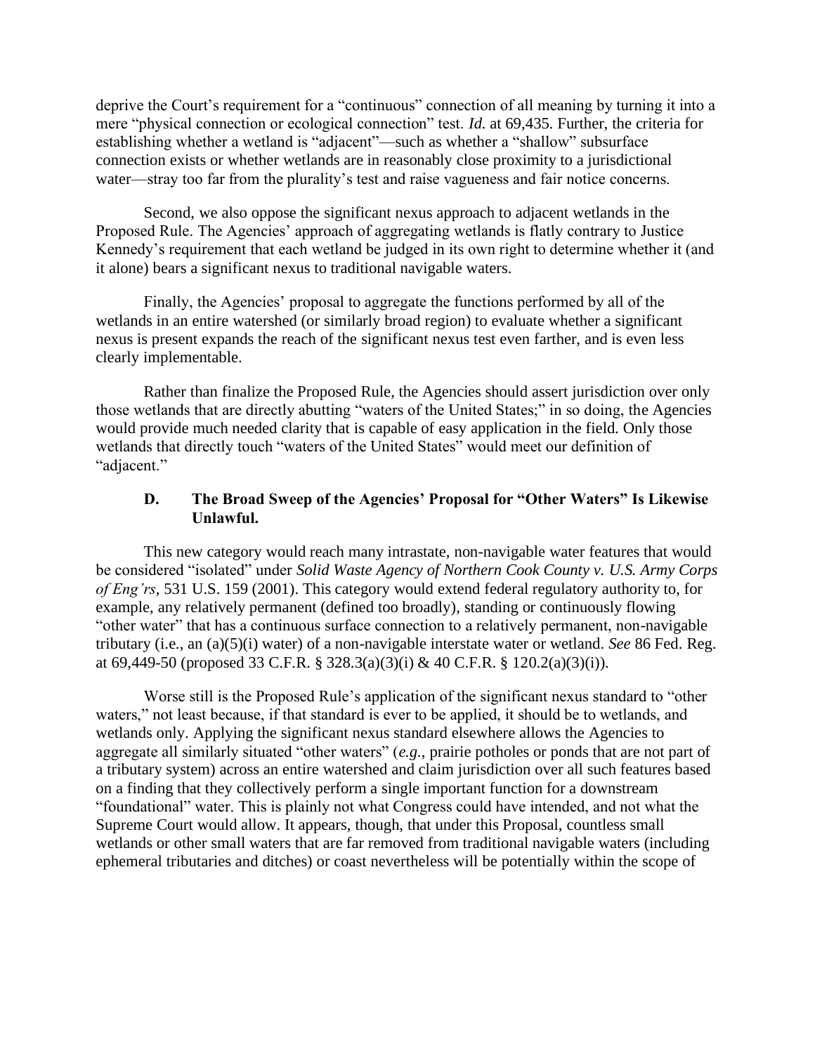deprive the Court's requirement for a "continuous" connection of all meaning by turning it into a mere "physical connection or ecological connection" test. *Id.* at 69,435. Further, the criteria for establishing whether a wetland is "adjacent"—such as whether a "shallow" subsurface connection exists or whether wetlands are in reasonably close proximity to a jurisdictional water—stray too far from the plurality's test and raise vagueness and fair notice concerns.

Second, we also oppose the significant nexus approach to adjacent wetlands in the Proposed Rule. The Agencies' approach of aggregating wetlands is flatly contrary to Justice Kennedy's requirement that each wetland be judged in its own right to determine whether it (and it alone) bears a significant nexus to traditional navigable waters.

Finally, the Agencies' proposal to aggregate the functions performed by all of the wetlands in an entire watershed (or similarly broad region) to evaluate whether a significant nexus is present expands the reach of the significant nexus test even farther, and is even less clearly implementable.

Rather than finalize the Proposed Rule, the Agencies should assert jurisdiction over only those wetlands that are directly abutting "waters of the United States;" in so doing, the Agencies would provide much needed clarity that is capable of easy application in the field. Only those wetlands that directly touch "waters of the United States" would meet our definition of "adjacent."

### D. The Broad Sweep of the Agencies' Proposal for "Other Waters" Is Likewise Unlawful.

This new category would reach many intrastate, non-navigable water features that would be considered "isolated" under *Solid Waste Agency of Northern Cook County v. U.S. Army Corps of Eng'rs*, 531 U.S. 159 (2001). This category would extend federal regulatory authority to, for example, any relatively permanent (defined too broadly), standing or continuously flowing "other water" that has a continuous surface connection to a relatively permanent, non-navigable tributary (i.e., an (a)(5)(i) water) of a non-navigable interstate water or wetland. *See* 86 Fed. Reg. at 69,449-50 (proposed 33 C.F.R. § 328.3(a)(3)(i) & 40 C.F.R. § 120.2(a)(3)(i)).

Worse still is the Proposed Rule's application of the significant nexus standard to "other waters," not least because, if that standard is ever to be applied, it should be to wetlands, and wetlands only. Applying the significant nexus standard elsewhere allows the Agencies to aggregate all similarly situated "other waters" (*e.g.*, prairie potholes or ponds that are not part of a tributary system) across an entire watershed and claim jurisdiction over all such features based on a finding that they collectively perform a single important function for a downstream "foundational" water. This is plainly not what Congress could have intended, and not what the Supreme Court would allow. It appears, though, that under this Proposal, countless small wetlands or other small waters that are far removed from traditional navigable waters (including ephemeral tributaries and ditches) or coast nevertheless will be potentially within the scope of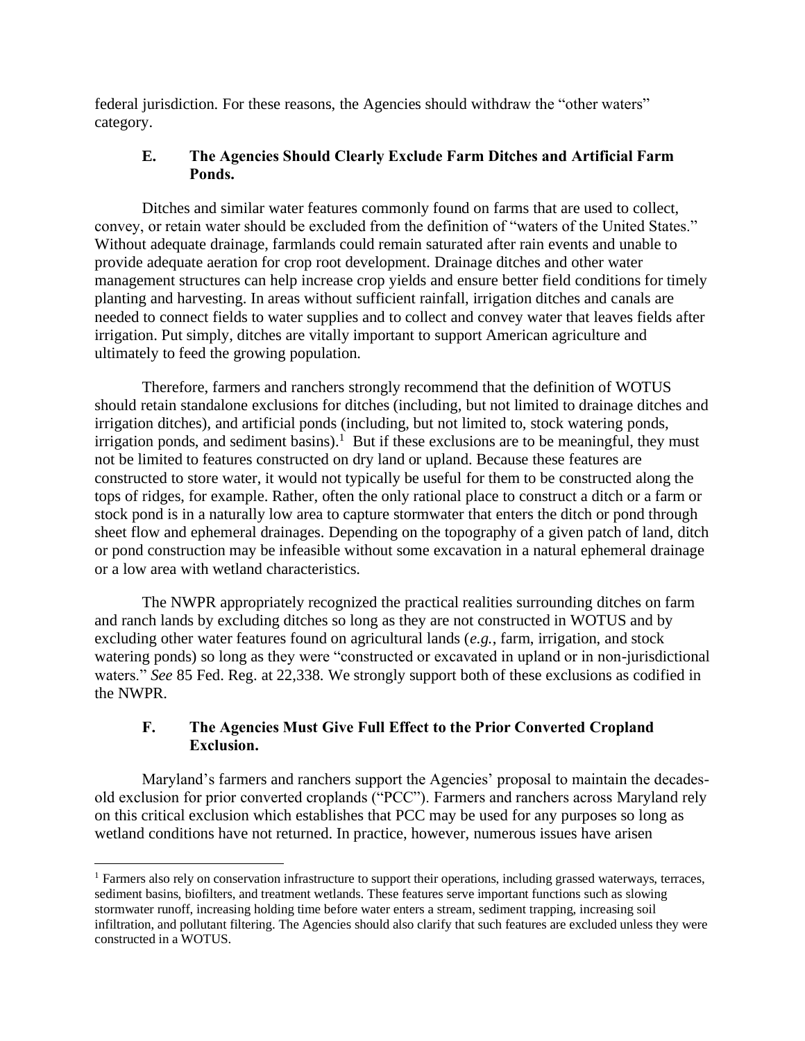federal jurisdiction. For these reasons, the Agencies should withdraw the "other waters" category.

### E. The Agencies Should Clearly Exclude Farm Ditches and Artificial Farm Ponds.

Ditches and similar water features commonly found on farms that are used to collect, convey, or retain water should be excluded from the definition of "waters of the United States." Without adequate drainage, farmlands could remain saturated after rain events and unable to provide adequate aeration for crop root development. Drainage ditches and other water management structures can help increase crop yields and ensure better field conditions for timely planting and harvesting. In areas without sufficient rainfall, irrigation ditches and canals are needed to connect fields to water supplies and to collect and convey water that leaves fields after irrigation. Put simply, ditches are vitally important to support American agriculture and ultimately to feed the growing population.

Therefore, farmers and ranchers strongly recommend that the definition of WOTUS should retain standalone exclusions for ditches (including, but not limited to drainage ditches and irrigation ditches), and artificial ponds (including, but not limited to, stock watering ponds, irrigation ponds, and sediment basins).[1] But if these exclusions are to be meaningful, they must not be limited to features constructed on dry land or upland. Because these features are constructed to store water, it would not typically be useful for them to be constructed along the tops of ridges, for example. Rather, often the only rational place to construct a ditch or a farm or stock pond is in a naturally low area to capture stormwater that enters the ditch or pond through sheet flow and ephemeral drainages. Depending on the topography of a given patch of land, ditch or pond construction may be infeasible without some excavation in a natural ephemeral drainage or a low area with wetland characteristics.

The NWPR appropriately recognized the practical realities surrounding ditches on farm and ranch lands by excluding ditches so long as they are not constructed in WOTUS and by excluding other water features found on agricultural lands (*e.g.*, farm, irrigation, and stock watering ponds) so long as they were "constructed or excavated in upland or in non-jurisdictional waters." *See* 85 Fed. Reg. at 22,338. We strongly support both of these exclusions as codified in the NWPR.

### F. The Agencies Must Give Full Effect to the Prior Converted Cropland Exclusion.

Maryland's farmers and ranchers support the Agencies' proposal to maintain the decades-old exclusion for prior converted croplands ("PCC"). Farmers and ranchers across Maryland rely on this critical exclusion which establishes that PCC may be used for any purposes so long as wetland conditions have not returned. In practice, however, numerous issues have arisen

---

[1] Farmers also rely on conservation infrastructure to support their operations, including grassed waterways, terraces, sediment basins, biofilters, and treatment wetlands. These features serve important functions such as slowing stormwater runoff, increasing holding time before water enters a stream, sediment trapping, increasing soil infiltration, and pollutant filtering. The Agencies should also clarify that such features are excluded unless they were constructed in a WOTUS.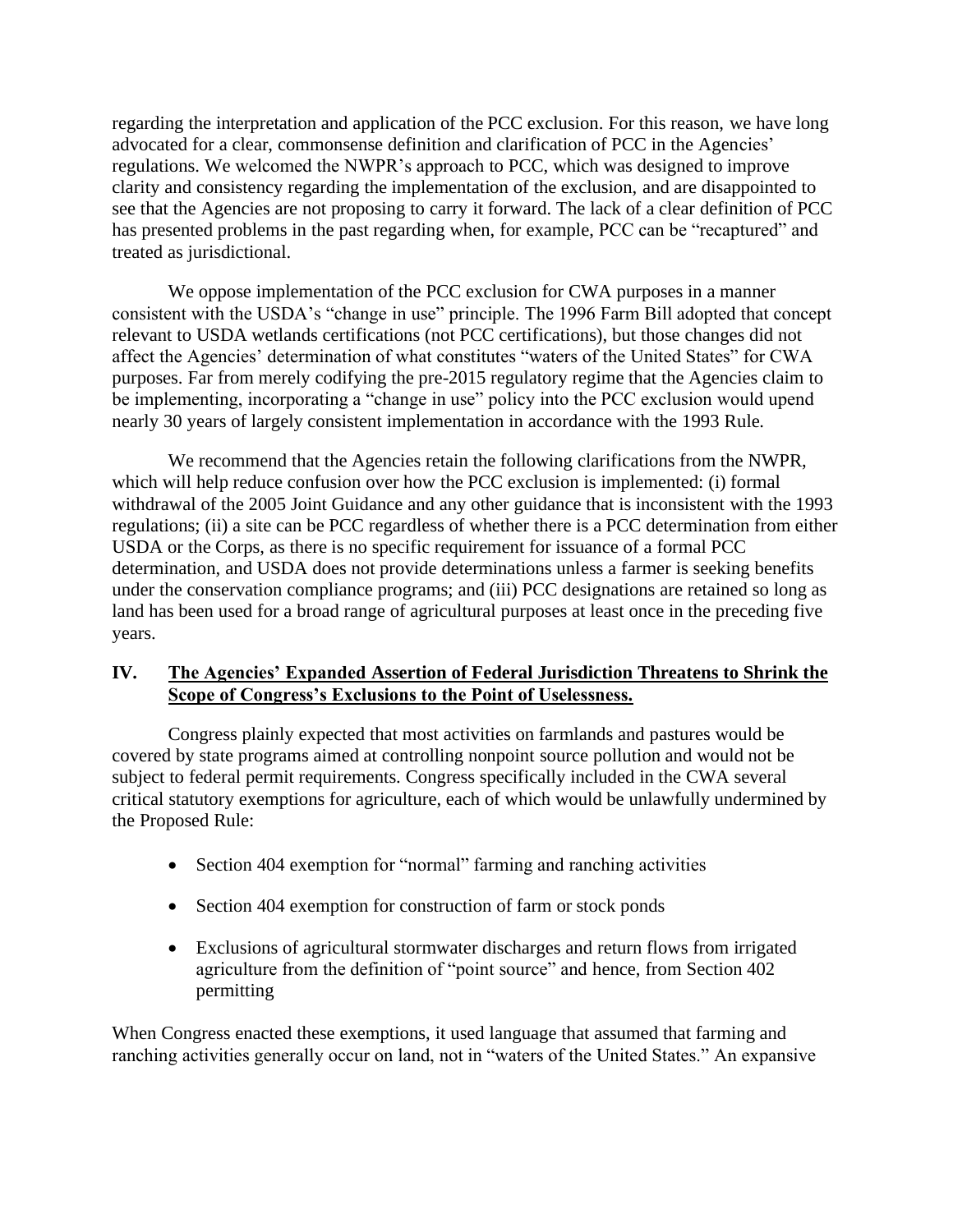regarding the interpretation and application of the PCC exclusion. For this reason, we have long advocated for a clear, commonsense definition and clarification of PCC in the Agencies' regulations. We welcomed the NWPR's approach to PCC, which was designed to improve clarity and consistency regarding the implementation of the exclusion, and are disappointed to see that the Agencies are not proposing to carry it forward. The lack of a clear definition of PCC has presented problems in the past regarding when, for example, PCC can be "recaptured" and treated as jurisdictional.

We oppose implementation of the PCC exclusion for CWA purposes in a manner consistent with the USDA's "change in use" principle. The 1996 Farm Bill adopted that concept relevant to USDA wetlands certifications (not PCC certifications), but those changes did not affect the Agencies' determination of what constitutes "waters of the United States" for CWA purposes. Far from merely codifying the pre-2015 regulatory regime that the Agencies claim to be implementing, incorporating a "change in use" policy into the PCC exclusion would upend nearly 30 years of largely consistent implementation in accordance with the 1993 Rule.

We recommend that the Agencies retain the following clarifications from the NWPR, which will help reduce confusion over how the PCC exclusion is implemented: (i) formal withdrawal of the 2005 Joint Guidance and any other guidance that is inconsistent with the 1993 regulations; (ii) a site can be PCC regardless of whether there is a PCC determination from either USDA or the Corps, as there is no specific requirement for issuance of a formal PCC determination, and USDA does not provide determinations unless a farmer is seeking benefits under the conservation compliance programs; and (iii) PCC designations are retained so long as land has been used for a broad range of agricultural purposes at least once in the preceding five years.

## IV. The Agencies' Expanded Assertion of Federal Jurisdiction Threatens to Shrink the Scope of Congress's Exclusions to the Point of Uselessness.

Congress plainly expected that most activities on farmlands and pastures would be covered by state programs aimed at controlling nonpoint source pollution and would not be subject to federal permit requirements. Congress specifically included in the CWA several critical statutory exemptions for agriculture, each of which would be unlawfully undermined by the Proposed Rule:

- Section 404 exemption for "normal" farming and ranching activities
- Section 404 exemption for construction of farm or stock ponds
- Exclusions of agricultural stormwater discharges and return flows from irrigated agriculture from the definition of "point source" and hence, from Section 402 permitting

When Congress enacted these exemptions, it used language that assumed that farming and ranching activities generally occur on land, not in "waters of the United States." An expansive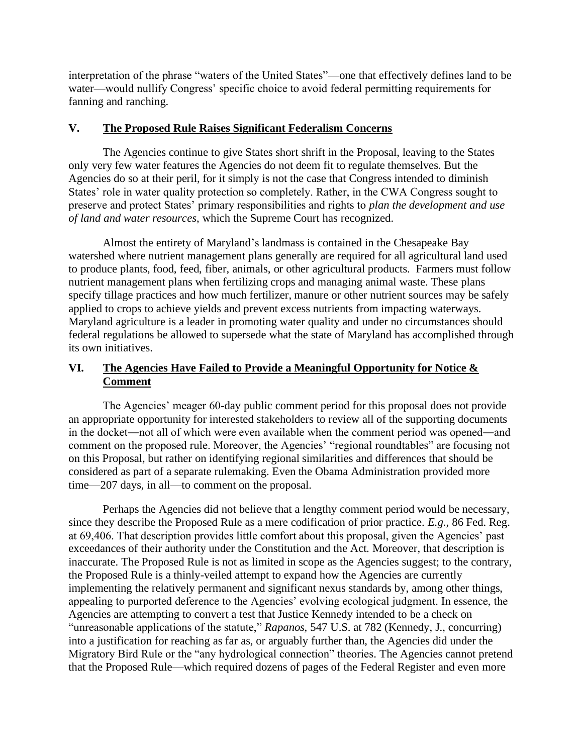interpretation of the phrase "waters of the United States"—one that effectively defines land to be water—would nullify Congress' specific choice to avoid federal permitting requirements for fanning and ranching.

## V. The Proposed Rule Raises Significant Federalism Concerns

The Agencies continue to give States short shrift in the Proposal, leaving to the States only very few water features the Agencies do not deem fit to regulate themselves. But the Agencies do so at their peril, for it simply is not the case that Congress intended to diminish States' role in water quality protection so completely. Rather, in the CWA Congress sought to preserve and protect States' primary responsibilities and rights to *plan the development and use of land and water resources*, which the Supreme Court has recognized.

Almost the entirety of Maryland's landmass is contained in the Chesapeake Bay watershed where nutrient management plans generally are required for all agricultural land used to produce plants, food, feed, fiber, animals, or other agricultural products. Farmers must follow nutrient management plans when fertilizing crops and managing animal waste. These plans specify tillage practices and how much fertilizer, manure or other nutrient sources may be safely applied to crops to achieve yields and prevent excess nutrients from impacting waterways. Maryland agriculture is a leader in promoting water quality and under no circumstances should federal regulations be allowed to supersede what the state of Maryland has accomplished through its own initiatives.

## VI. The Agencies Have Failed to Provide a Meaningful Opportunity for Notice & Comment

The Agencies' meager 60-day public comment period for this proposal does not provide an appropriate opportunity for interested stakeholders to review all of the supporting documents in the docket―not all of which were even available when the comment period was opened―and comment on the proposed rule. Moreover, the Agencies' "regional roundtables" are focusing not on this Proposal, but rather on identifying regional similarities and differences that should be considered as part of a separate rulemaking. Even the Obama Administration provided more time—207 days, in all—to comment on the proposal.

Perhaps the Agencies did not believe that a lengthy comment period would be necessary, since they describe the Proposed Rule as a mere codification of prior practice. *E.g.*, 86 Fed. Reg. at 69,406. That description provides little comfort about this proposal, given the Agencies' past exceedances of their authority under the Constitution and the Act. Moreover, that description is inaccurate. The Proposed Rule is not as limited in scope as the Agencies suggest; to the contrary, the Proposed Rule is a thinly-veiled attempt to expand how the Agencies are currently implementing the relatively permanent and significant nexus standards by, among other things, appealing to purported deference to the Agencies' evolving ecological judgment. In essence, the Agencies are attempting to convert a test that Justice Kennedy intended to be a check on "unreasonable applications of the statute," *Rapanos*, 547 U.S. at 782 (Kennedy, J., concurring) into a justification for reaching as far as, or arguably further than, the Agencies did under the Migratory Bird Rule or the "any hydrological connection" theories. The Agencies cannot pretend that the Proposed Rule—which required dozens of pages of the Federal Register and even more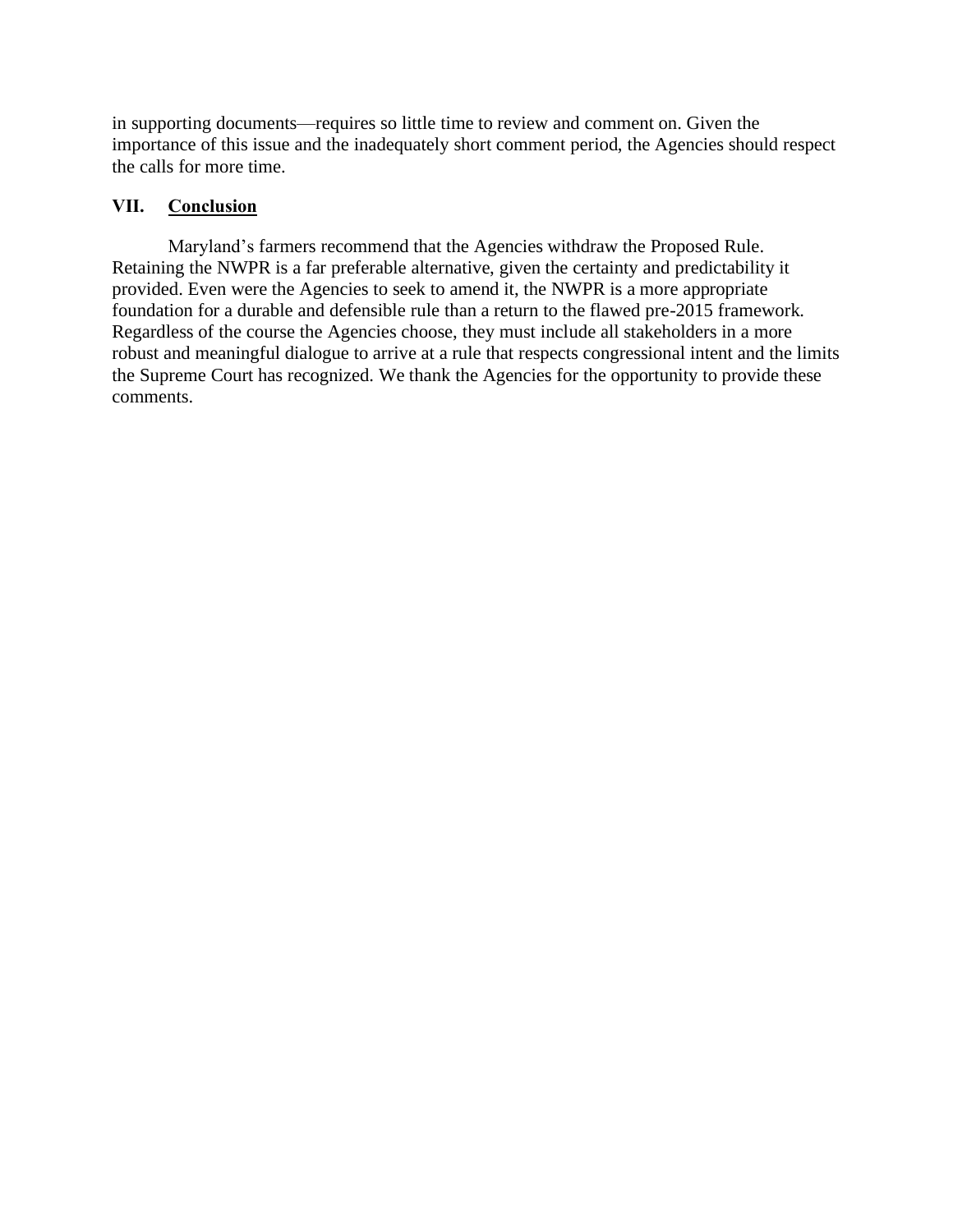in supporting documents—requires so little time to review and comment on. Given the importance of this issue and the inadequately short comment period, the Agencies should respect the calls for more time.

## VII. Conclusion

Maryland's farmers recommend that the Agencies withdraw the Proposed Rule. Retaining the NWPR is a far preferable alternative, given the certainty and predictability it provided. Even were the Agencies to seek to amend it, the NWPR is a more appropriate foundation for a durable and defensible rule than a return to the flawed pre-2015 framework. Regardless of the course the Agencies choose, they must include all stakeholders in a more robust and meaningful dialogue to arrive at a rule that respects congressional intent and the limits the Supreme Court has recognized. We thank the Agencies for the opportunity to provide these comments.